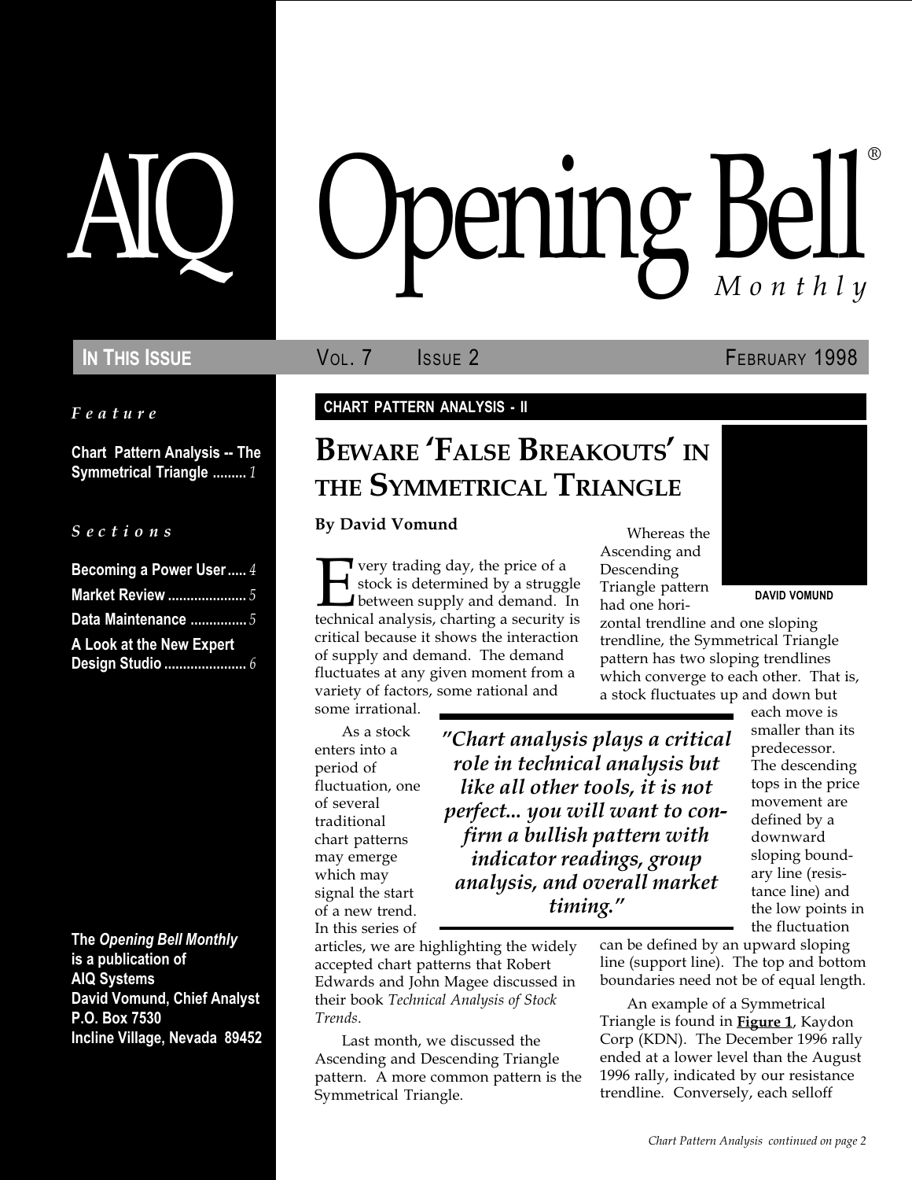# AIQ Opening Bell® Monthly

**IN THIS ISSUE** VOL. 7 ISSUE 2 FEBRUARY 1998

*Feature*

**Chart Pattern Analysis -- The Symmetrical Triangle** ......... *1*

*Sections*

**Becoming a Power User** ..... *4*
**Market Review** ..................... *5*
**Data Maintenance** ............... *5*
**A Look at the New Expert Design Studio** ...................... *6*

**The *Opening Bell Monthly* is a publication of AIQ Systems**
**David Vomund, Chief Analyst**
**P.O. Box 7530**
**Incline Village, Nevada 89452**

**CHART PATTERN ANALYSIS - II**

## BEWARE 'FALSE BREAKOUTS' IN THE SYMMETRICAL TRIANGLE

**By David Vomund**

DAVID VOMUND

Every trading day, the price of a stock is determined by a struggle between supply and demand. In technical analysis, charting a security is critical because it shows the interaction of supply and demand. The demand fluctuates at any given moment from a variety of factors, some rational and some irrational.

As a stock enters into a period of fluctuation, one of several traditional chart patterns may emerge which may signal the start of a new trend. In this series of articles, we are highlighting the widely accepted chart patterns that Robert Edwards and John Magee discussed in their book *Technical Analysis of Stock Trends*.

Last month, we discussed the Ascending and Descending Triangle pattern. A more common pattern is the Symmetrical Triangle.

> *"Chart analysis plays a critical role in technical analysis but like all other tools, it is not perfect... you will want to confirm a bullish pattern with indicator readings, group analysis, and overall market timing."*

Whereas the Ascending and Descending Triangle pattern had one horizontal trendline and one sloping trendline, the Symmetrical Triangle pattern has two sloping trendlines which converge to each other. That is, a stock fluctuates up and down but each move is smaller than its predecessor. The descending tops in the price movement are defined by a downward sloping boundary line (resistance line) and the low points in the fluctuation can be defined by an upward sloping line (support line). The top and bottom boundaries need not be of equal length.

An example of a Symmetrical Triangle is found in **Figure 1**, Kaydon Corp (KDN). The December 1996 rally ended at a lower level than the August 1996 rally, indicated by our resistance trendline. Conversely, each selloff

*Chart Pattern Analysis continued on page 2*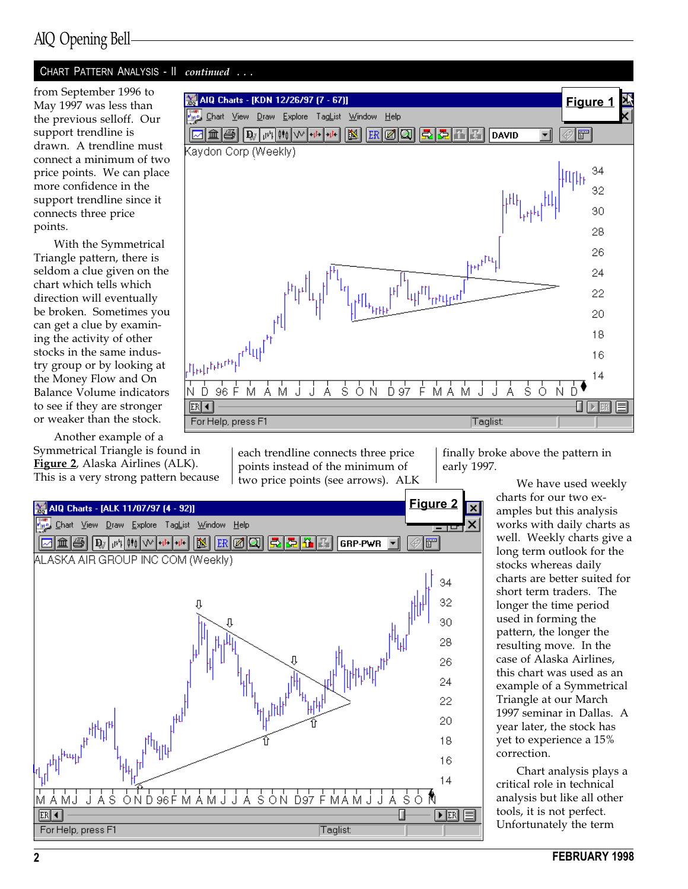## CHART PATTERN ANALYSIS - II *continued . . .*

from September 1996 to May 1997 was less than the previous selloff. Our support trendline is drawn. A trendline must connect a minimum of two price points. We can place more confidence in the support trendline since it connects three price points.

With the Symmetrical Triangle pattern, there is seldom a clue given on the chart which tells which direction will eventually be broken. Sometimes you can get a clue by examining the activity of other stocks in the same industry group or by looking at the Money Flow and On Balance Volume indicators to see if they are stronger or weaker than the stock.

Another example of a Symmetrical Triangle is found in **Figure 2**, Alaska Airlines (ALK). This is a very strong pattern because each trendline connects three price points instead of the minimum of two price points (see arrows). ALK finally broke above the pattern in early 1997.

We have used weekly charts for our two examples but this analysis works with daily charts as well. Weekly charts give a long term outlook for the stocks whereas daily charts are better suited for short term traders. The longer the time period used in forming the pattern, the longer the resulting move. In the case of Alaska Airlines, this chart was used as an example of a Symmetrical Triangle at our March 1997 seminar in Dallas. A year later, the stock has yet to experience a 15% correction.

Chart analysis plays a critical role in technical analysis but like all other tools, it is not perfect. Unfortunately the term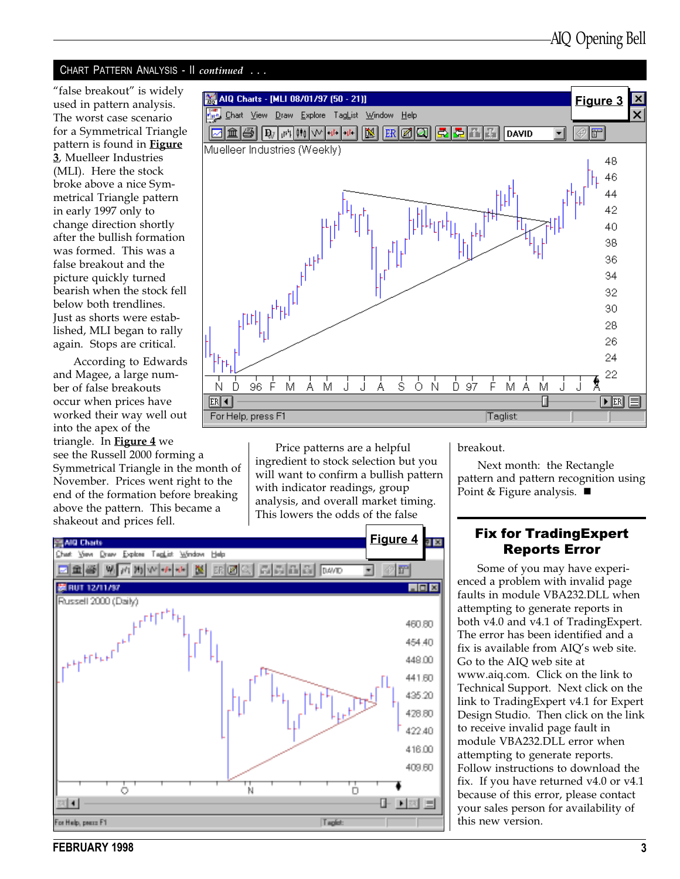## CHART PATTERN ANALYSIS - II *continued . . .*

"false breakout" is widely used in pattern analysis. The worst case scenario for a Symmetrical Triangle pattern is found in **Figure 3**, Muelleer Industries (MLI). Here the stock broke above a nice Symmetrical Triangle pattern in early 1997 only to change direction shortly after the bullish formation was formed. This was a false breakout and the picture quickly turned bearish when the stock fell below both trendlines. Just as shorts were established, MLI began to rally again. Stops are critical.

According to Edwards and Magee, a large number of false breakouts occur when prices have worked their way well out into the apex of the triangle. In **Figure 4** we see the Russell 2000 forming a Symmetrical Triangle in the month of November. Prices went right to the end of the formation before breaking above the pattern. This became a shakeout and prices fell.

Price patterns are a helpful ingredient to stock selection but you will want to confirm a bullish pattern with indicator readings, group analysis, and overall market timing. This lowers the odds of the false breakout.

Next month: the Rectangle pattern and pattern recognition using Point & Figure analysis. ■

**Figure 3**

**Figure 4**

## Fix for TradingExpert Reports Error

Some of you may have experienced a problem with invalid page faults in module VBA232.DLL when attempting to generate reports in both v4.0 and v4.1 of TradingExpert. The error has been identified and a fix is available from AIQ's web site. Go to the AIQ web site at www.aiq.com. Click on the link to Technical Support. Next click on the link to TradingExpert v4.1 for Expert Design Studio. Then click on the link to receive invalid page fault in module VBA232.DLL error when attempting to generate reports. Follow instructions to download the fix. If you have returned v4.0 or v4.1 because of this error, please contact your sales person for availability of this new version.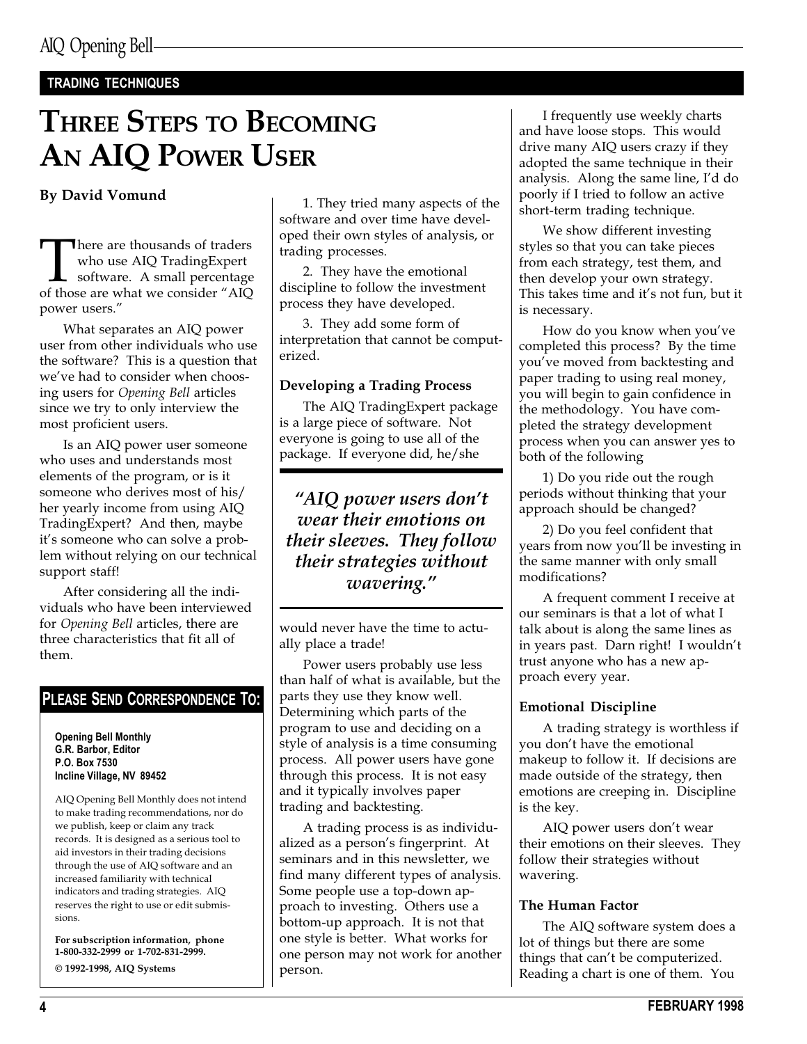**TRADING TECHNIQUES**

# THREE STEPS TO BECOMING AN AIQ POWER USER

**By David Vomund**

There are thousands of traders who use AIQ TradingExpert software. A small percentage of those are what we consider "AIQ power users."

What separates an AIQ power user from other individuals who use the software? This is a question that we've had to consider when choosing users for *Opening Bell* articles since we try to only interview the most proficient users.

Is an AIQ power user someone who uses and understands most elements of the program, or is it someone who derives most of his/her yearly income from using AIQ TradingExpert? And then, maybe it's someone who can solve a problem without relying on our technical support staff!

After considering all the individuals who have been interviewed for *Opening Bell* articles, there are three characteristics that fit all of them.

1. They tried many aspects of the software and over time have developed their own styles of analysis, or trading processes.

2. They have the emotional discipline to follow the investment process they have developed.

3. They add some form of interpretation that cannot be computerized.

### Developing a Trading Process

The AIQ TradingExpert package is a large piece of software. Not everyone is going to use all of the package. If everyone did, he/she would never have the time to actually place a trade!

> *"AIQ power users don't wear their emotions on their sleeves. They follow their strategies without wavering."*

Power users probably use less than half of what is available, but the parts they use they know well. Determining which parts of the program to use and deciding on a style of analysis is a time consuming process. All power users have gone through this process. It is not easy and it typically involves paper trading and backtesting.

A trading process is as individualized as a person's fingerprint. At seminars and in this newsletter, we find many different types of analysis. Some people use a top-down approach to investing. Others use a bottom-up approach. It is not that one style is better. What works for one person may not work for another person.

I frequently use weekly charts and have loose stops. This would drive many AIQ users crazy if they adopted the same technique in their analysis. Along the same line, I'd do poorly if I tried to follow an active short-term trading technique.

We show different investing styles so that you can take pieces from each strategy, test them, and then develop your own strategy. This takes time and it's not fun, but it is necessary.

How do you know when you've completed this process? By the time you've moved from backtesting and paper trading to using real money, you will begin to gain confidence in the methodology. You have completed the strategy development process when you can answer yes to both of the following

1) Do you ride out the rough periods without thinking that your approach should be changed?

2) Do you feel confident that years from now you'll be investing in the same manner with only small modifications?

A frequent comment I receive at our seminars is that a lot of what I talk about is along the same lines as in years past. Darn right! I wouldn't trust anyone who has a new approach every year.

### Emotional Discipline

A trading strategy is worthless if you don't have the emotional makeup to follow it. If decisions are made outside of the strategy, then emotions are creeping in. Discipline is the key.

AIQ power users don't wear their emotions on their sleeves. They follow their strategies without wavering.

### The Human Factor

The AIQ software system does a lot of things but there are some things that can't be computerized. Reading a chart is one of them. You

---

**PLEASE SEND CORRESPONDENCE TO:**

**Opening Bell Monthly**
**G.R. Barbor, Editor**
**P.O. Box 7530**
**Incline Village, NV 89452**

AIQ Opening Bell Monthly does not intend to make trading recommendations, nor do we publish, keep or claim any track records. It is designed as a serious tool to aid investors in their trading decisions through the use of AIQ software and an increased familiarity with technical indicators and trading strategies. AIQ reserves the right to use or edit submissions.

**For subscription information, phone 1-800-332-2999 or 1-702-831-2999.**

**© 1992-1998, AIQ Systems**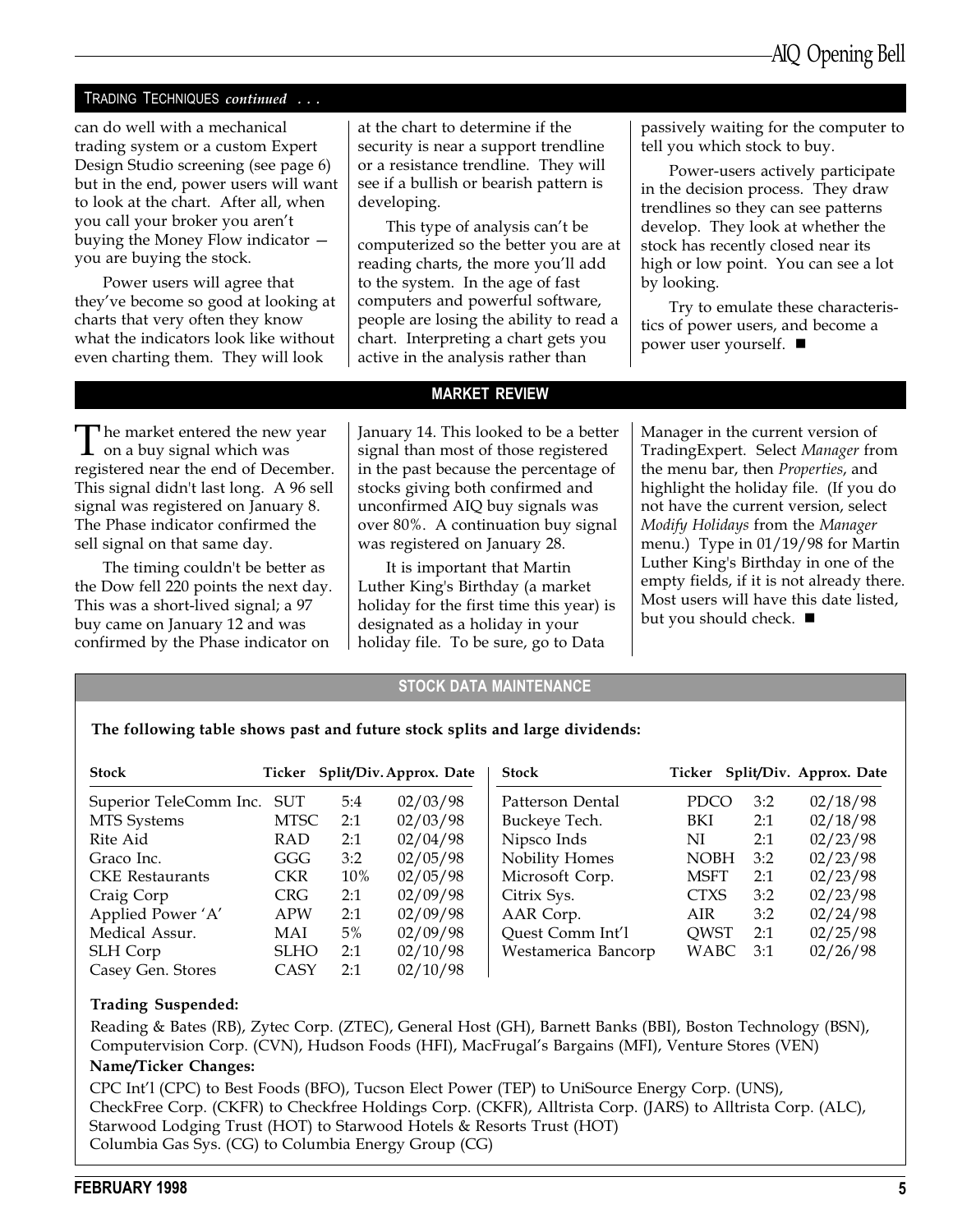## TRADING TECHNIQUES *continued . . .*

can do well with a mechanical trading system or a custom Expert Design Studio screening (see page 6) but in the end, power users will want to look at the chart. After all, when you call your broker you aren't buying the Money Flow indicator — you are buying the stock.

Power users will agree that they've become so good at looking at charts that very often they know what the indicators look like without even charting them. They will look at the chart to determine if the security is near a support trendline or a resistance trendline. They will see if a bullish or bearish pattern is developing.

This type of analysis can't be computerized so the better you are at reading charts, the more you'll add to the system. In the age of fast computers and powerful software, people are losing the ability to read a chart. Interpreting a chart gets you active in the analysis rather than passively waiting for the computer to tell you which stock to buy.

Power-users actively participate in the decision process. They draw trendlines so they can see patterns develop. They look at whether the stock has recently closed near its high or low point. You can see a lot by looking.

Try to emulate these characteristics of power users, and become a power user yourself. ■

## MARKET REVIEW

The market entered the new year on a buy signal which was registered near the end of December. This signal didn't last long. A 96 sell signal was registered on January 8. The Phase indicator confirmed the sell signal on that same day.

The timing couldn't be better as the Dow fell 220 points the next day. This was a short-lived signal; a 97 buy came on January 12 and was confirmed by the Phase indicator on January 14. This looked to be a better signal than most of those registered in the past because the percentage of stocks giving both confirmed and unconfirmed AIQ buy signals was over 80%. A continuation buy signal was registered on January 28.

It is important that Martin Luther King's Birthday (a market holiday for the first time this year) is designated as a holiday in your holiday file. To be sure, go to Data Manager in the current version of TradingExpert. Select *Manager* from the menu bar, then *Properties*, and highlight the holiday file. (If you do not have the current version, select *Modify Holidays* from the *Manager* menu.) Type in 01/19/98 for Martin Luther King's Birthday in one of the empty fields, if it is not already there. Most users will have this date listed, but you should check. ■

## STOCK DATA MAINTENANCE

**The following table shows past and future stock splits and large dividends:**

| Stock | Ticker | Split/Div. | Approx. Date |
|---|---|---|---|
| Superior TeleComm Inc. | SUT | 5:4 | 02/03/98 |
| MTS Systems | MTSC | 2:1 | 02/03/98 |
| Rite Aid | RAD | 2:1 | 02/04/98 |
| Graco Inc. | GGG | 3:2 | 02/05/98 |
| CKE Restaurants | CKR | 10% | 02/05/98 |
| Craig Corp | CRG | 2:1 | 02/09/98 |
| Applied Power 'A' | APW | 2:1 | 02/09/98 |
| Medical Assur. | MAI | 5% | 02/09/98 |
| SLH Corp | SLHO | 2:1 | 02/10/98 |
| Casey Gen. Stores | CASY | 2:1 | 02/10/98 |
| Patterson Dental | PDCO | 3:2 | 02/18/98 |
| Buckeye Tech. | BKI | 2:1 | 02/18/98 |
| Nipsco Inds | NI | 2:1 | 02/23/98 |
| Nobility Homes | NOBH | 3:2 | 02/23/98 |
| Microsoft Corp. | MSFT | 2:1 | 02/23/98 |
| Citrix Sys. | CTXS | 3:2 | 02/23/98 |
| AAR Corp. | AIR | 3:2 | 02/24/98 |
| Quest Comm Int'l | QWST | 2:1 | 02/25/98 |
| Westamerica Bancorp | WABC | 3:1 | 02/26/98 |

**Trading Suspended:**

Reading & Bates (RB), Zytec Corp. (ZTEC), General Host (GH), Barnett Banks (BBI), Boston Technology (BSN), Computervision Corp. (CVN), Hudson Foods (HFI), MacFrugal's Bargains (MFI), Venture Stores (VEN)

**Name/Ticker Changes:**

CPC Int'l (CPC) to Best Foods (BFO), Tucson Elect Power (TEP) to UniSource Energy Corp. (UNS),
CheckFree Corp. (CKFR) to Checkfree Holdings Corp. (CKFR), Alltrista Corp. (JARS) to Alltrista Corp. (ALC),
Starwood Lodging Trust (HOT) to Starwood Hotels & Resorts Trust (HOT)
Columbia Gas Sys. (CG) to Columbia Energy Group (CG)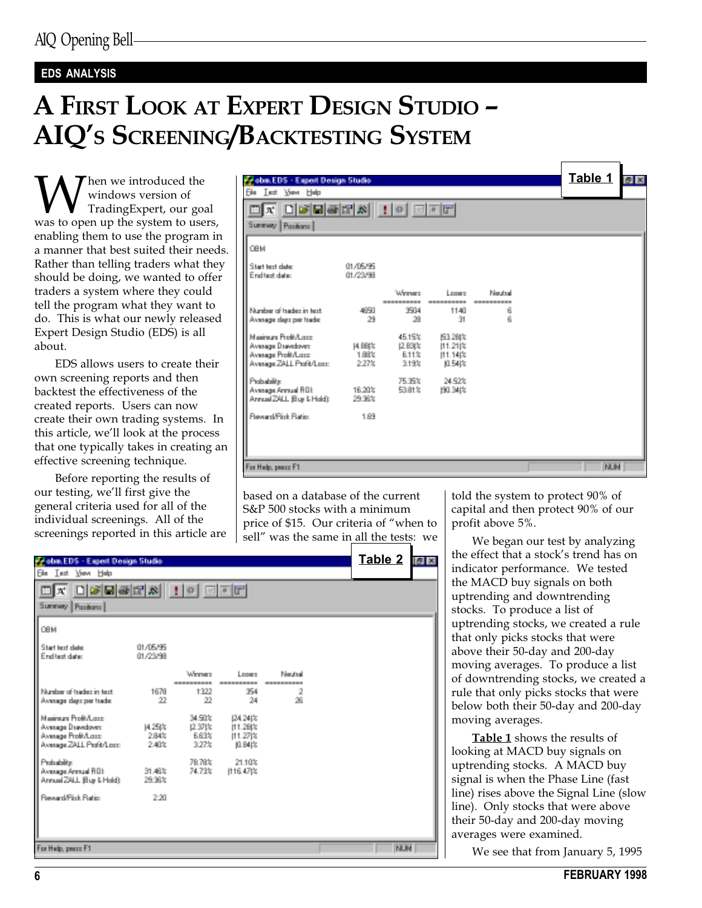EDS ANALYSIS

# A First Look at Expert Design Studio – AIQ's Screening/Backtesting System

When we introduced the windows version of TradingExpert, our goal was to open up the system to users, enabling them to use the program in a manner that best suited their needs. Rather than telling traders what they should be doing, we wanted to offer traders a system where they could tell the program what they want to do. This is what our newly released Expert Design Studio (EDS) is all about.

EDS allows users to create their own screening reports and then backtest the effectiveness of the created reports. Users can now create their own trading systems. In this article, we'll look at the process that one typically takes in creating an effective screening technique.

Before reporting the results of our testing, we'll first give the general criteria used for all of the individual screenings. All of the screenings reported in this article are based on a database of the current S&P 500 stocks with a minimum price of $15. Our criteria of "when to sell" was the same in all the tests: we told the system to protect 90% of capital and then protect 90% of our profit above 5%.

**Table 1**

obm.EDS - Expert Design Studio

OBM

Start test date: 01/05/95
End test date: 01/23/98

| | | Winners | Losers | Neutral |
|---|---|---|---|---|
| Number of trades in test: | 4650 | 3504 | 1140 | 6 |
| Average days per trade: | 29 | 28 | 31 | 6 |
| Maximum Profit/Loss: | | 45.15% | (53.28)% | |
| Average Drawdown: | (4.88)% | (2.83)% | (11.21)% | |
| Average Profit/Loss: | 1.88% | 6.11% | (11.14)% | |
| Average ZALL Profit/Loss: | 2.27% | 3.19% | (0.54)% | |
| Probability: | | 75.35% | 24.52% | |
| Average Annual ROI: | 16.20% | 53.81% | (90.34)% | |
| Annual ZALL (Buy & Hold): | 29.36% | | | |
| Reward/Risk Ratio: | 1.69 | | | |

**Table 2**

obm.EDS - Expert Design Studio

OBM

Start test date: 01/05/95
End test date: 01/23/98

| | | Winners | Losers | Neutral |
|---|---|---|---|---|
| Number of trades in test: | 1678 | 1322 | 354 | 2 |
| Average days per trade: | 22 | 22 | 24 | 26 |
| Maximum Profit/Loss: | | 34.50% | (24.24)% | |
| Average Drawdown: | (4.25)% | (2.37)% | (11.28)% | |
| Average Profit/Loss: | 2.84% | 6.63% | (11.27)% | |
| Average ZALL Profit/Loss: | 2.40% | 3.27% | (0.84)% | |
| Probability: | | 78.78% | 21.10% | |
| Average Annual ROI: | 31.46% | 74.73% | (116.47)% | |
| Annual ZALL (Buy & Hold): | 29.36% | | | |
| Reward/Risk Ratio: | 2.20 | | | |

We began our test by analyzing the effect that a stock's trend has on indicator performance. We tested the MACD buy signals on both uptrending and downtrending stocks. To produce a list of uptrending stocks, we created a rule that only picks stocks that were above their 50-day and 200-day moving averages. To produce a list of downtrending stocks, we created a rule that only picks stocks that were below both their 50-day and 200-day moving averages.

**Table 1** shows the results of looking at MACD buy signals on uptrending stocks. A MACD buy signal is when the Phase Line (fast line) rises above the Signal Line (slow line). Only stocks that were above their 50-day and 200-day moving averages were examined.

We see that from January 5, 1995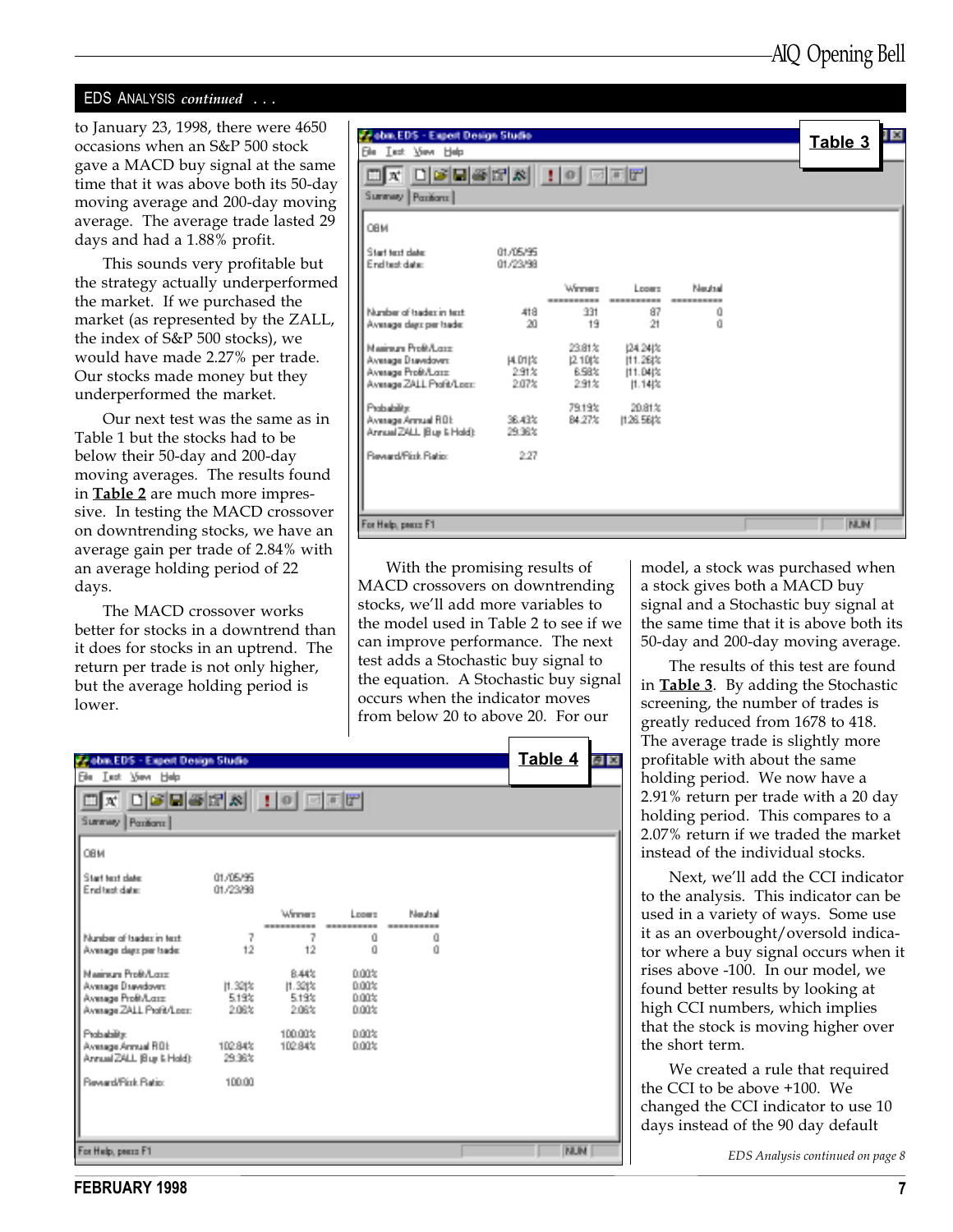## EDS ANALYSIS *continued* . . .

to January 23, 1998, there were 4650 occasions when an S&P 500 stock gave a MACD buy signal at the same time that it was above both its 50-day moving average and 200-day moving average. The average trade lasted 29 days and had a 1.88% profit.

This sounds very profitable but the strategy actually underperformed the market. If we purchased the market (as represented by the ZALL, the index of S&P 500 stocks), we would have made 2.27% per trade. Our stocks made money but they underperformed the market.

Our next test was the same as in Table 1 but the stocks had to be below their 50-day and 200-day moving averages. The results found in **Table 2** are much more impressive. In testing the MACD crossover on downtrending stocks, we have an average gain per trade of 2.84% with an average holding period of 22 days.

The MACD crossover works better for stocks in a downtrend than it does for stocks in an uptrend. The return per trade is not only higher, but the average holding period is lower.

**Table 3**

obm.EDS - Expert Design Studio

OBM

Start test date: 01/05/95
End test date: 01/23/98

| | | Winners | Losers | Neutral |
|---|---|---|---|---|
| Number of trades in test: | 418 | 331 | 87 | 0 |
| Average days per trade: | 20 | 19 | 21 | 0 |
| Maximum Profit/Loss: | | 23.81% | (24.24)% | |
| Average Drawdown: | (4.01)% | (2.10)% | (11.26)% | |
| Average Profit/Loss: | 2.91% | 6.58% | (11.04)% | |
| Average ZALL Profit/Loss: | 2.07% | 2.91% | (1.14)% | |
| Probability: | | 79.19% | 20.81% | |
| Average Annual ROI: | 36.43% | 84.27% | (126.56)% | |
| Annual ZALL (Buy & Hold): | 29.36% | | | |
| Reward/Risk Ratio: | 2.27 | | | |

With the promising results of MACD crossovers on downtrending stocks, we'll add more variables to the model used in Table 2 to see if we can improve performance. The next test adds a Stochastic buy signal to the equation. A Stochastic buy signal occurs when the indicator moves from below 20 to above 20. For our model, a stock was purchased when a stock gives both a MACD buy signal and a Stochastic buy signal at the same time that it is above both its 50-day and 200-day moving average.

The results of this test are found in **Table 3**. By adding the Stochastic screening, the number of trades is greatly reduced from 1678 to 418. The average trade is slightly more profitable with about the same holding period. We now have a 2.91% return per trade with a 20 day holding period. This compares to a 2.07% return if we traded the market instead of the individual stocks.

Next, we'll add the CCI indicator to the analysis. This indicator can be used in a variety of ways. Some use it as an overbought/oversold indicator where a buy signal occurs when it rises above -100. In our model, we found better results by looking at high CCI numbers, which implies that the stock is moving higher over the short term.

We created a rule that required the CCI to be above +100. We changed the CCI indicator to use 10 days instead of the 90 day default

*EDS Analysis continued on page 8*

**Table 4**

obm.EDS - Expert Design Studio

OBM

Start test date: 01/05/95
End test date: 01/23/98

| | | Winners | Losers | Neutral |
|---|---|---|---|---|
| Number of trades in test: | 7 | 7 | 0 | 0 |
| Average days per trade: | 12 | 12 | 0 | 0 |
| Maximum Profit/Loss: | | 8.44% | 0.00% | |
| Average Drawdown: | (1.32)% | (1.32)% | 0.00% | |
| Average Profit/Loss: | 5.19% | 5.19% | 0.00% | |
| Average ZALL Profit/Loss: | 2.06% | 2.06% | 0.00% | |
| Probability: | | 100.00% | 0.00% | |
| Average Annual ROI: | 102.84% | 102.84% | 0.00% | |
| Annual ZALL (Buy & Hold): | 29.36% | | | |
| Reward/Risk Ratio: | 100.00 | | | |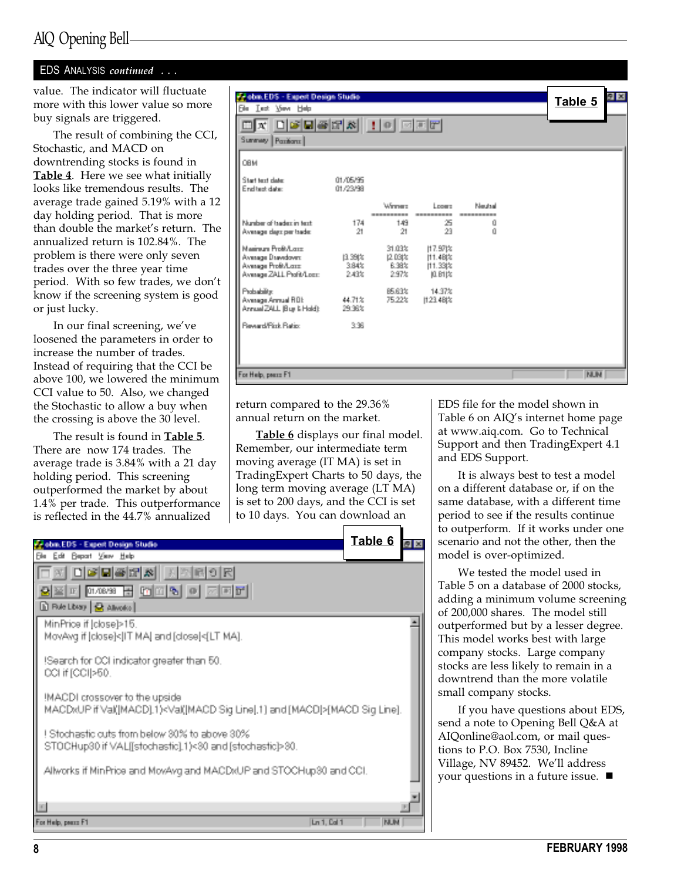## EDS Analysis *continued . . .*

value. The indicator will fluctuate more with this lower value so more buy signals are triggered.

The result of combining the CCI, Stochastic, and MACD on downtrending stocks is found in **Table 4**. Here we see what initially looks like tremendous results. The average trade gained 5.19% with a 12 day holding period. That is more than double the market's return. The annualized return is 102.84%. The problem is there were only seven trades over the three year time period. With so few trades, we don't know if the screening system is good or just lucky.

In our final screening, we've loosened the parameters in order to increase the number of trades. Instead of requiring that the CCI be above 100, we lowered the minimum CCI value to 50. Also, we changed the Stochastic to allow a buy when the crossing is above the 30 level.

The result is found in **Table 5**. There are now 174 trades. The average trade is 3.84% with a 21 day holding period. This screening outperformed the market by about 1.4% per trade. This outperformance is reflected in the 44.7% annualized return compared to the 29.36% annual return on the market.

**Table 5**

obm.EDS - Expert Design Studio

OBM

Start test date: 01/05/95
End test date: 01/23/98

| | | Winners | Losers | Neutral |
|---|---|---|---|---|
| Number of trades in test: | 174 | 149 | 25 | 0 |
| Average days per trade: | 21 | 21 | 23 | 0 |
| Maximum Profit/Loss: | | 31.03% | (17.97)% | |
| Average Drawdown: | (3.39)% | (2.03)% | (11.48)% | |
| Average Profit/Loss: | 3.84% | 6.38% | (11.33)% | |
| Average ZALL Profit/Loss: | 2.43% | 2.97% | (0.81)% | |
| Probability: | | 85.63% | 14.37% | |
| Average Annual ROI: | 44.71% | 75.22% | (123.48)% | |
| Annual ZALL (Buy & Hold): | 29.36% | | | |
| Reward/Risk Ratio: | 3.36 | | | |

**Table 6** displays our final model. Remember, our intermediate term moving average (IT MA) is set in TradingExpert Charts to 50 days, the long term moving average (LT MA) is set to 200 days, and the CCI is set to 10 days. You can download an EDS file for the model shown in Table 6 on AIQ's internet home page at www.aiq.com. Go to Technical Support and then TradingExpert 4.1 and EDS Support.

**Table 6**

obm.EDS - Expert Design Studio

```
MinPrice if [close]>15.
MovAvg if [close]<[IT MA] and [close]<[LT MA].

!Search for CCI indicator greater than 50.
CCI if [CCI]>50.

!MACDI crossover to the upside
MACDxUP if Val([MACD],1)<Val([MACD Sig Line],1) and [MACD]>[MACD Sig Line].

! Stochastic cuts from below 30% to above 30%
STOCHup30 if VAL([stochastic],1)<30 and [stochastic]>30.

Allworks if MinPrice and MovAvg and MACDxUP and STOCHup30 and CCI.
```

It is always best to test a model on a different database or, if on the same database, with a different time period to see if the results continue to outperform. If it works under one scenario and not the other, then the model is over-optimized.

We tested the model used in Table 5 on a database of 2000 stocks, adding a minimum volume screening of 200,000 shares. The model still outperformed but by a lesser degree. This model works best with large company stocks. Large company stocks are less likely to remain in a downtrend than the more volatile small company stocks.

If you have questions about EDS, send a note to Opening Bell Q&A at AIQonline@aol.com, or mail questions to P.O. Box 7530, Incline Village, NV 89452. We'll address your questions in a future issue. ■